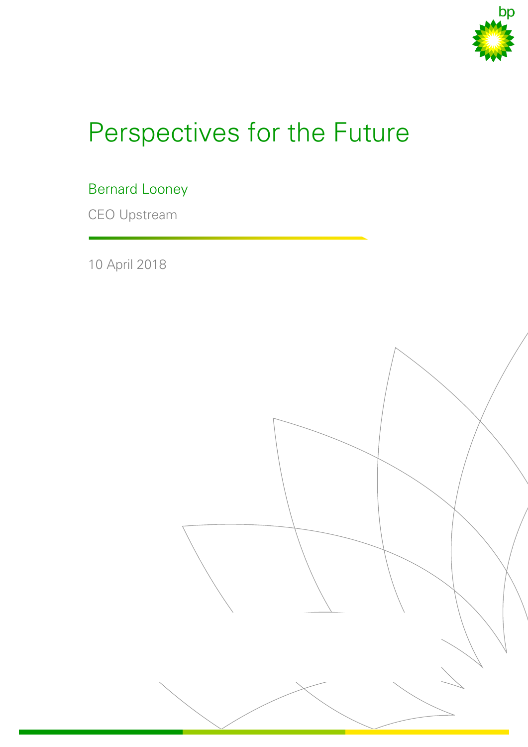# Perspectives for the Future

Bernard Looney

CEO Upstream

10 April 2018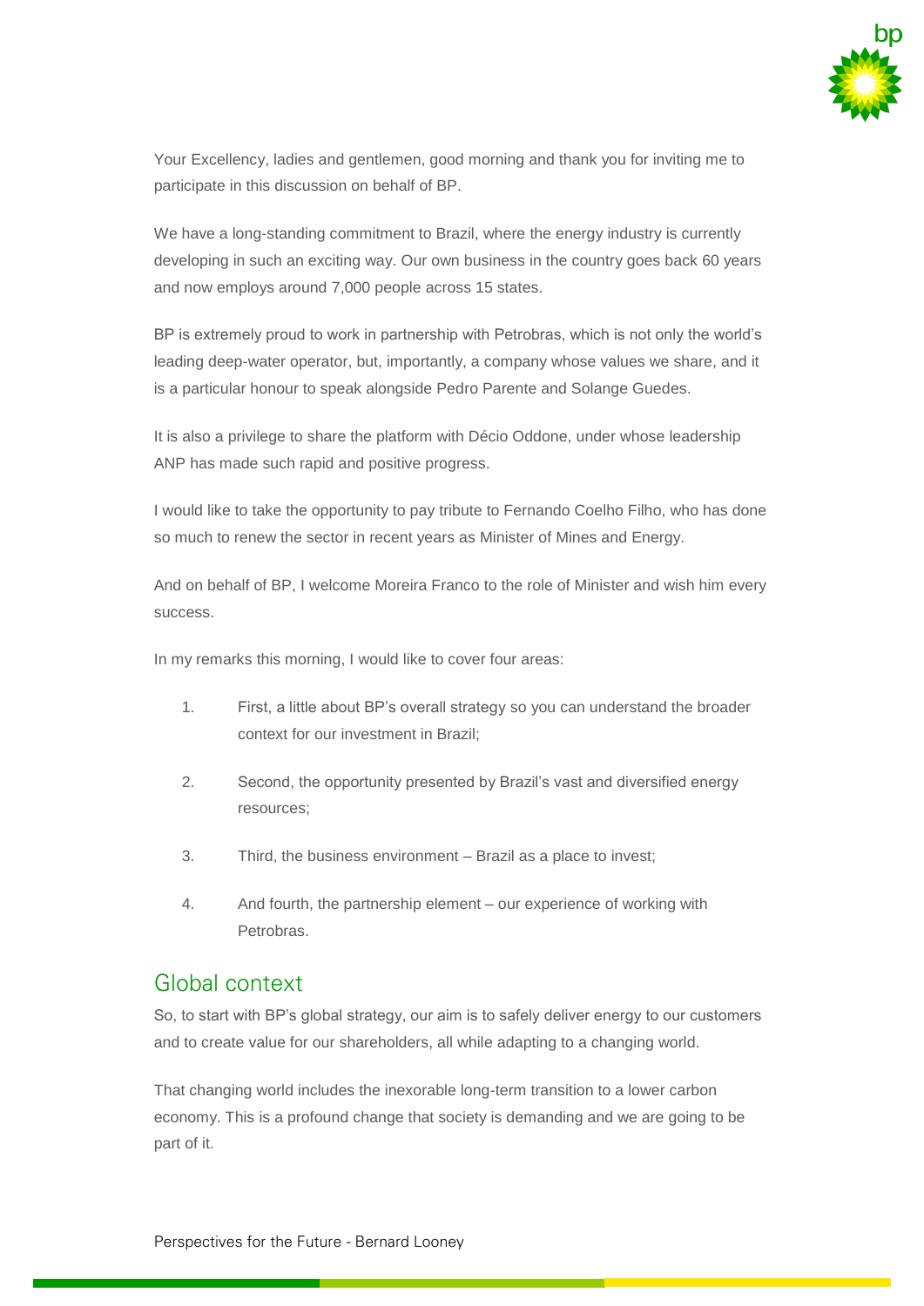Your Excellency, ladies and gentlemen, good morning and thank you for inviting me to participate in this discussion on behalf of BP.

We have a long-standing commitment to Brazil, where the energy industry is currently developing in such an exciting way. Our own business in the country goes back 60 years and now employs around 7,000 people across 15 states.

BP is extremely proud to work in partnership with Petrobras, which is not only the world's leading deep-water operator, but, importantly, a company whose values we share, and it is a particular honour to speak alongside Pedro Parente and Solange Guedes.

It is also a privilege to share the platform with Décio Oddone, under whose leadership ANP has made such rapid and positive progress.

I would like to take the opportunity to pay tribute to Fernando Coelho Filho, who has done so much to renew the sector in recent years as Minister of Mines and Energy.

And on behalf of BP, I welcome Moreira Franco to the role of Minister and wish him every success.

In my remarks this morning, I would like to cover four areas:

1. First, a little about BP's overall strategy so you can understand the broader context for our investment in Brazil;
2. Second, the opportunity presented by Brazil's vast and diversified energy resources;
3. Third, the business environment – Brazil as a place to invest;
4. And fourth, the partnership element – our experience of working with Petrobras.

## Global context

So, to start with BP's global strategy, our aim is to safely deliver energy to our customers and to create value for our shareholders, all while adapting to a changing world.

That changing world includes the inexorable long-term transition to a lower carbon economy. This is a profound change that society is demanding and we are going to be part of it.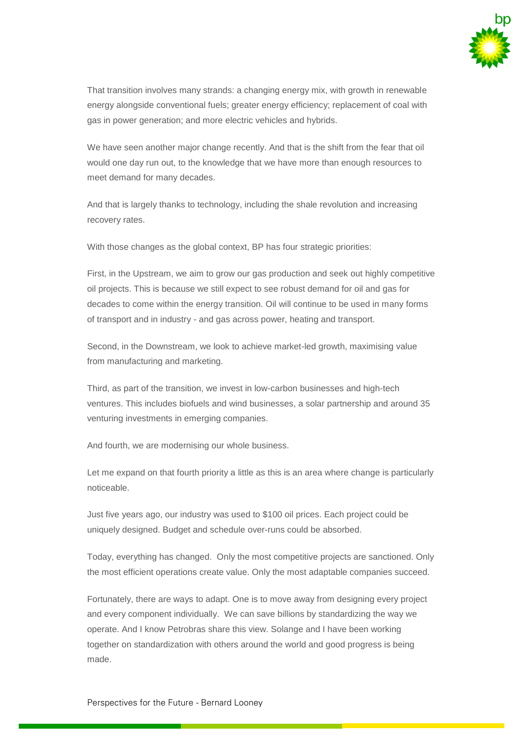That transition involves many strands: a changing energy mix, with growth in renewable energy alongside conventional fuels; greater energy efficiency; replacement of coal with gas in power generation; and more electric vehicles and hybrids.

We have seen another major change recently. And that is the shift from the fear that oil would one day run out, to the knowledge that we have more than enough resources to meet demand for many decades.

And that is largely thanks to technology, including the shale revolution and increasing recovery rates.

With those changes as the global context, BP has four strategic priorities:

First, in the Upstream, we aim to grow our gas production and seek out highly competitive oil projects. This is because we still expect to see robust demand for oil and gas for decades to come within the energy transition. Oil will continue to be used in many forms of transport and in industry - and gas across power, heating and transport.

Second, in the Downstream, we look to achieve market-led growth, maximising value from manufacturing and marketing.

Third, as part of the transition, we invest in low-carbon businesses and high-tech ventures. This includes biofuels and wind businesses, a solar partnership and around 35 venturing investments in emerging companies.

And fourth, we are modernising our whole business.

Let me expand on that fourth priority a little as this is an area where change is particularly noticeable.

Just five years ago, our industry was used to $100 oil prices. Each project could be uniquely designed. Budget and schedule over-runs could be absorbed.

Today, everything has changed. Only the most competitive projects are sanctioned. Only the most efficient operations create value. Only the most adaptable companies succeed.

Fortunately, there are ways to adapt. One is to move away from designing every project and every component individually. We can save billions by standardizing the way we operate. And I know Petrobras share this view. Solange and I have been working together on standardization with others around the world and good progress is being made.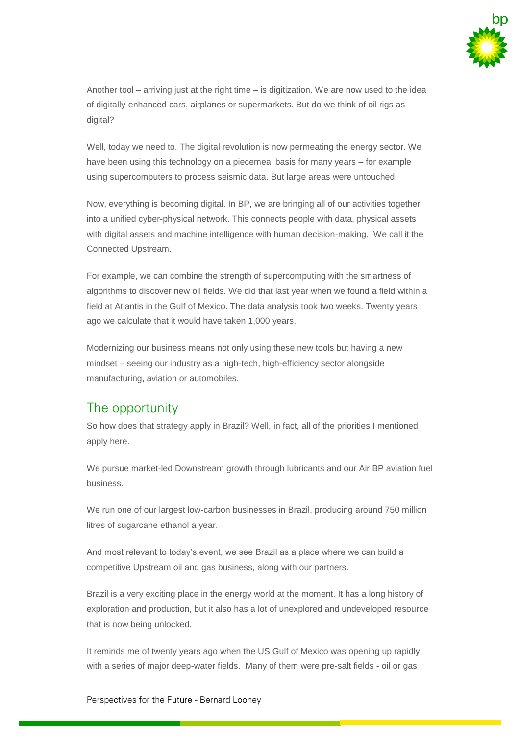Another tool – arriving just at the right time – is digitization. We are now used to the idea of digitally-enhanced cars, airplanes or supermarkets. But do we think of oil rigs as digital?

Well, today we need to. The digital revolution is now permeating the energy sector. We have been using this technology on a piecemeal basis for many years – for example using supercomputers to process seismic data. But large areas were untouched.

Now, everything is becoming digital. In BP, we are bringing all of our activities together into a unified cyber-physical network. This connects people with data, physical assets with digital assets and machine intelligence with human decision-making. We call it the Connected Upstream.

For example, we can combine the strength of supercomputing with the smartness of algorithms to discover new oil fields. We did that last year when we found a field within a field at Atlantis in the Gulf of Mexico. The data analysis took two weeks. Twenty years ago we calculate that it would have taken 1,000 years.

Modernizing our business means not only using these new tools but having a new mindset – seeing our industry as a high-tech, high-efficiency sector alongside manufacturing, aviation or automobiles.

## The opportunity

So how does that strategy apply in Brazil? Well, in fact, all of the priorities I mentioned apply here.

We pursue market-led Downstream growth through lubricants and our Air BP aviation fuel business.

We run one of our largest low-carbon businesses in Brazil, producing around 750 million litres of sugarcane ethanol a year.

And most relevant to today's event, we see Brazil as a place where we can build a competitive Upstream oil and gas business, along with our partners.

Brazil is a very exciting place in the energy world at the moment. It has a long history of exploration and production, but it also has a lot of unexplored and undeveloped resource that is now being unlocked.

It reminds me of twenty years ago when the US Gulf of Mexico was opening up rapidly with a series of major deep-water fields. Many of them were pre-salt fields - oil or gas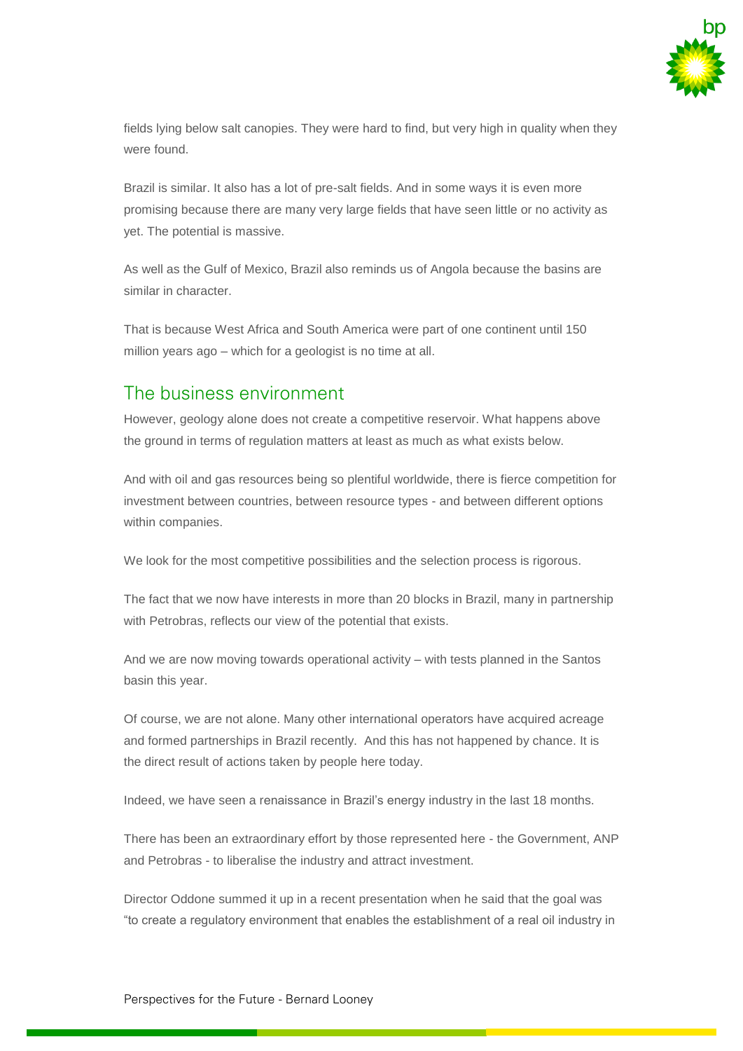fields lying below salt canopies. They were hard to find, but very high in quality when they were found.

Brazil is similar. It also has a lot of pre-salt fields. And in some ways it is even more promising because there are many very large fields that have seen little or no activity as yet. The potential is massive.

As well as the Gulf of Mexico, Brazil also reminds us of Angola because the basins are similar in character.

That is because West Africa and South America were part of one continent until 150 million years ago – which for a geologist is no time at all.

## The business environment

However, geology alone does not create a competitive reservoir. What happens above the ground in terms of regulation matters at least as much as what exists below.

And with oil and gas resources being so plentiful worldwide, there is fierce competition for investment between countries, between resource types - and between different options within companies.

We look for the most competitive possibilities and the selection process is rigorous.

The fact that we now have interests in more than 20 blocks in Brazil, many in partnership with Petrobras, reflects our view of the potential that exists.

And we are now moving towards operational activity – with tests planned in the Santos basin this year.

Of course, we are not alone. Many other international operators have acquired acreage and formed partnerships in Brazil recently. And this has not happened by chance. It is the direct result of actions taken by people here today.

Indeed, we have seen a renaissance in Brazil's energy industry in the last 18 months.

There has been an extraordinary effort by those represented here - the Government, ANP and Petrobras - to liberalise the industry and attract investment.

Director Oddone summed it up in a recent presentation when he said that the goal was "to create a regulatory environment that enables the establishment of a real oil industry in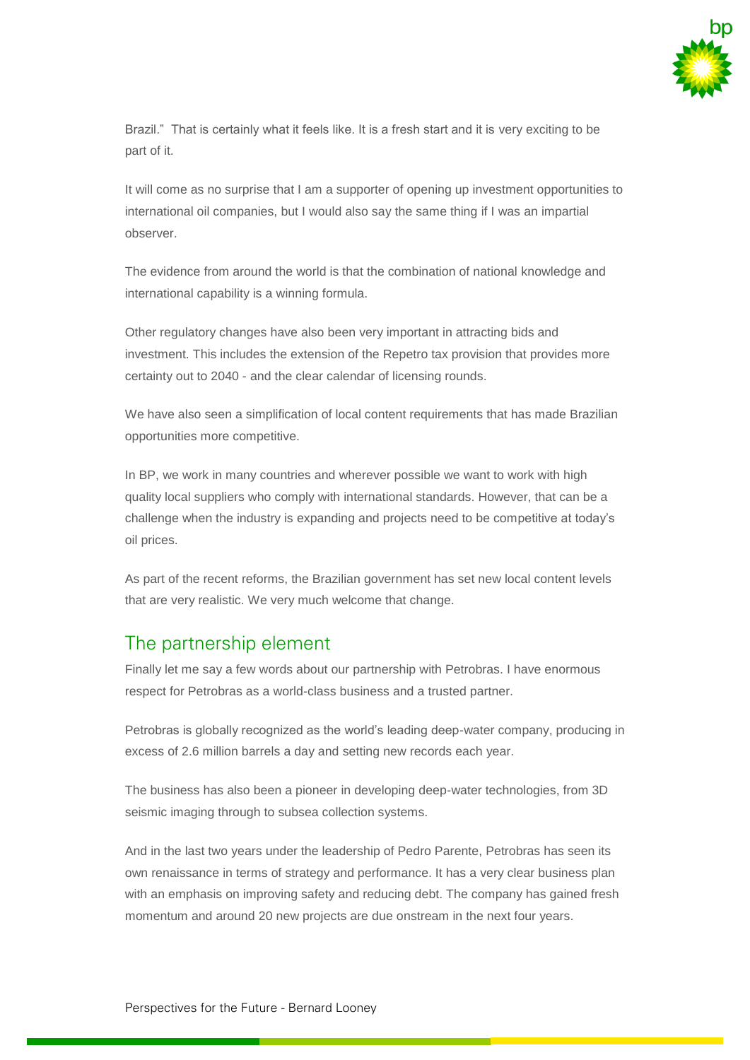Brazil." That is certainly what it feels like. It is a fresh start and it is very exciting to be part of it.

It will come as no surprise that I am a supporter of opening up investment opportunities to international oil companies, but I would also say the same thing if I was an impartial observer.

The evidence from around the world is that the combination of national knowledge and international capability is a winning formula.

Other regulatory changes have also been very important in attracting bids and investment. This includes the extension of the Repetro tax provision that provides more certainty out to 2040 - and the clear calendar of licensing rounds.

We have also seen a simplification of local content requirements that has made Brazilian opportunities more competitive.

In BP, we work in many countries and wherever possible we want to work with high quality local suppliers who comply with international standards. However, that can be a challenge when the industry is expanding and projects need to be competitive at today's oil prices.

As part of the recent reforms, the Brazilian government has set new local content levels that are very realistic. We very much welcome that change.

## The partnership element

Finally let me say a few words about our partnership with Petrobras. I have enormous respect for Petrobras as a world-class business and a trusted partner.

Petrobras is globally recognized as the world's leading deep-water company, producing in excess of 2.6 million barrels a day and setting new records each year.

The business has also been a pioneer in developing deep-water technologies, from 3D seismic imaging through to subsea collection systems.

And in the last two years under the leadership of Pedro Parente, Petrobras has seen its own renaissance in terms of strategy and performance. It has a very clear business plan with an emphasis on improving safety and reducing debt. The company has gained fresh momentum and around 20 new projects are due onstream in the next four years.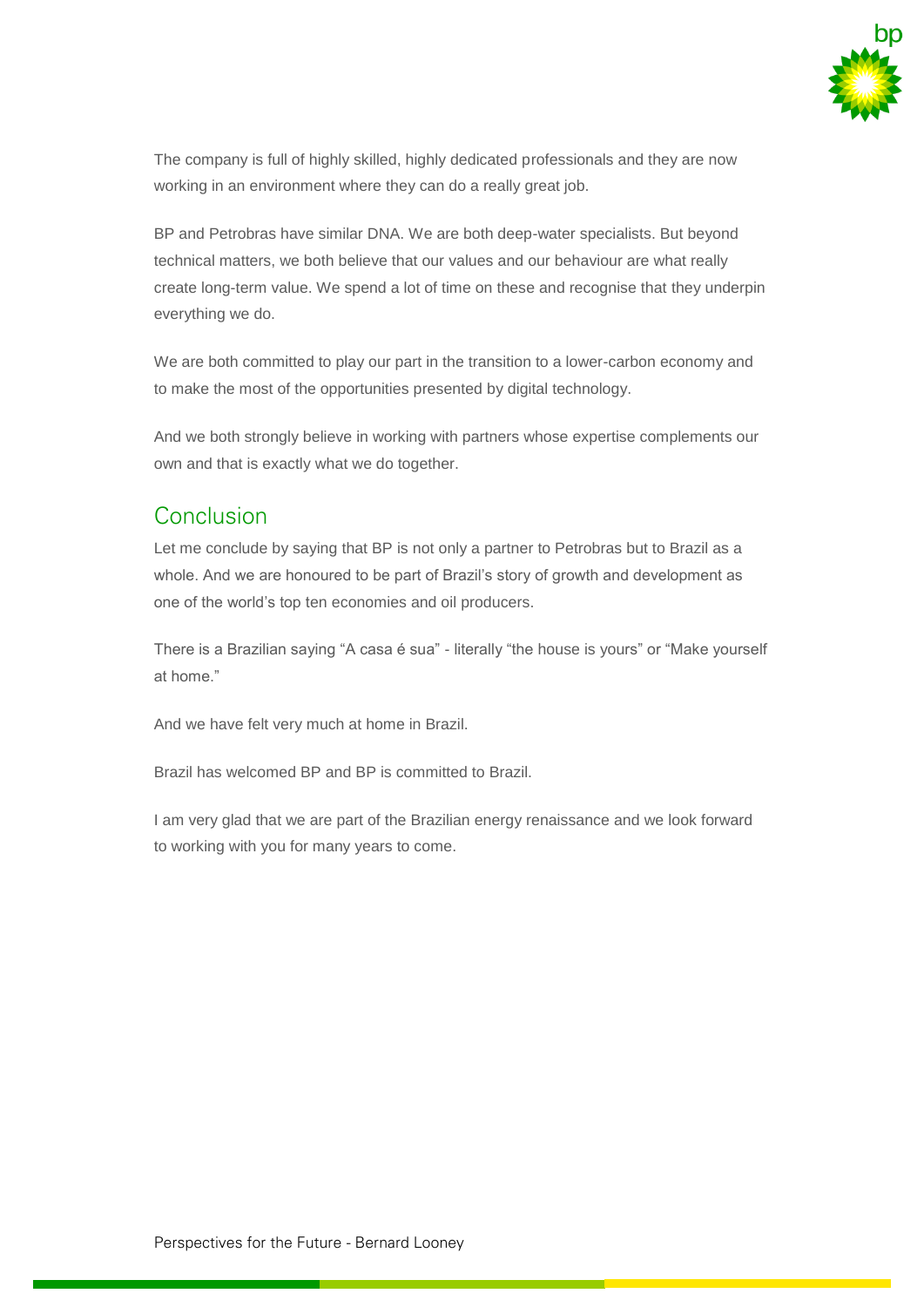The company is full of highly skilled, highly dedicated professionals and they are now working in an environment where they can do a really great job.

BP and Petrobras have similar DNA. We are both deep-water specialists. But beyond technical matters, we both believe that our values and our behaviour are what really create long-term value. We spend a lot of time on these and recognise that they underpin everything we do.

We are both committed to play our part in the transition to a lower-carbon economy and to make the most of the opportunities presented by digital technology.

And we both strongly believe in working with partners whose expertise complements our own and that is exactly what we do together.

## Conclusion

Let me conclude by saying that BP is not only a partner to Petrobras but to Brazil as a whole. And we are honoured to be part of Brazil's story of growth and development as one of the world's top ten economies and oil producers.

There is a Brazilian saying "A casa é sua" - literally "the house is yours" or "Make yourself at home."

And we have felt very much at home in Brazil.

Brazil has welcomed BP and BP is committed to Brazil.

I am very glad that we are part of the Brazilian energy renaissance and we look forward to working with you for many years to come.